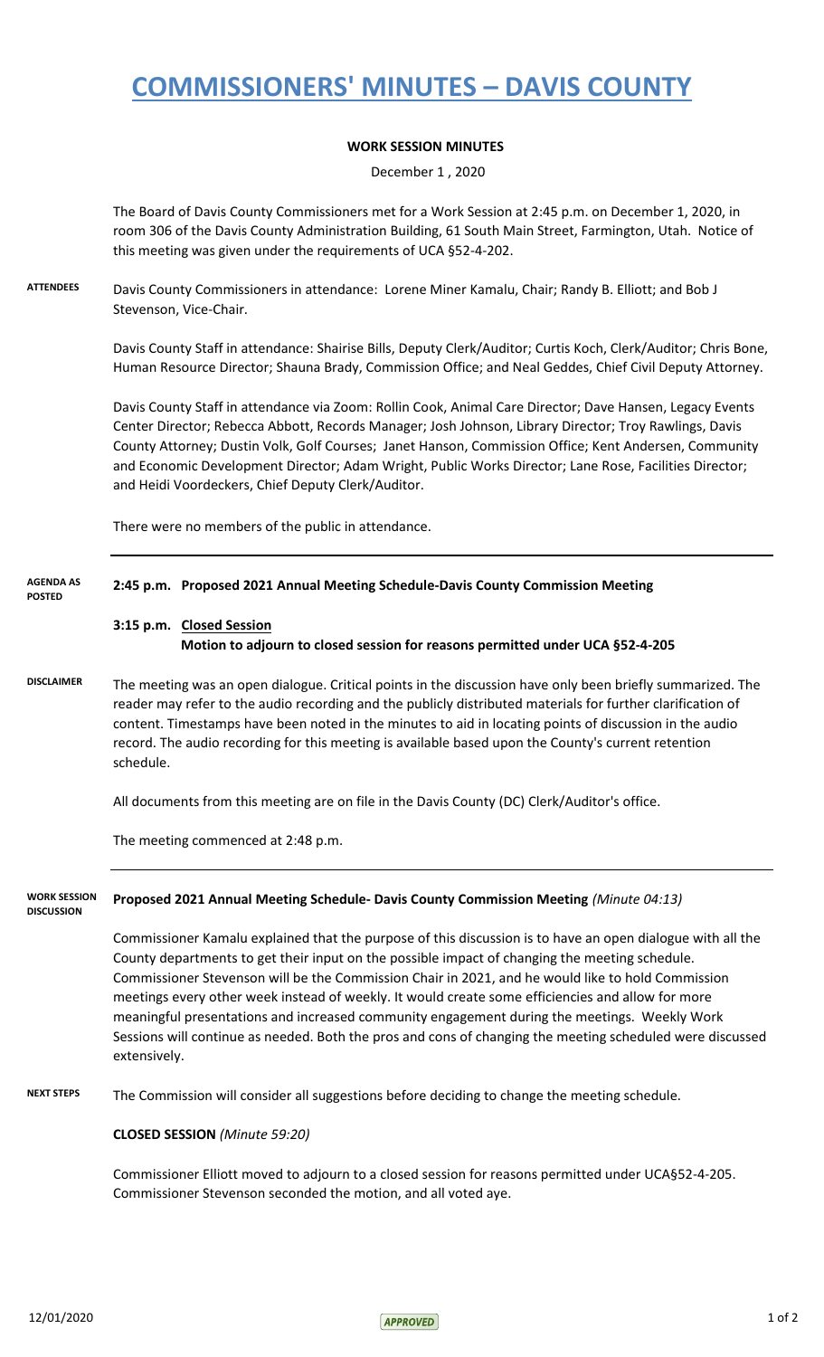# COMMISSIONERS' MINUTES – DAVIS COUNTY

**WORK SESSION MINUTES**

December 1 , 2020

The Board of Davis County Commissioners met for a Work Session at 2:45 p.m. on December 1, 2020, in room 306 of the Davis County Administration Building, 61 South Main Street, Farmington, Utah. Notice of this meeting was given under the requirements of UCA §52-4-202.

**ATTENDEES**

Davis County Commissioners in attendance: Lorene Miner Kamalu, Chair; Randy B. Elliott; and Bob J Stevenson, Vice-Chair.

Davis County Staff in attendance: Shairise Bills, Deputy Clerk/Auditor; Curtis Koch, Clerk/Auditor; Chris Bone, Human Resource Director; Shauna Brady, Commission Office; and Neal Geddes, Chief Civil Deputy Attorney.

Davis County Staff in attendance via Zoom: Rollin Cook, Animal Care Director; Dave Hansen, Legacy Events Center Director; Rebecca Abbott, Records Manager; Josh Johnson, Library Director; Troy Rawlings, Davis County Attorney; Dustin Volk, Golf Courses; Janet Hanson, Commission Office; Kent Andersen, Community and Economic Development Director; Adam Wright, Public Works Director; Lane Rose, Facilities Director; and Heidi Voordeckers, Chief Deputy Clerk/Auditor.

There were no members of the public in attendance.

**AGENDA AS POSTED**

**2:45 p.m. Proposed 2021 Annual Meeting Schedule-Davis County Commission Meeting**

**3:15 p.m. Closed Session**
**Motion to adjourn to closed session for reasons permitted under UCA §52-4-205**

**DISCLAIMER**

The meeting was an open dialogue. Critical points in the discussion have only been briefly summarized. The reader may refer to the audio recording and the publicly distributed materials for further clarification of content. Timestamps have been noted in the minutes to aid in locating points of discussion in the audio record. The audio recording for this meeting is available based upon the County's current retention schedule.

All documents from this meeting are on file in the Davis County (DC) Clerk/Auditor's office.

The meeting commenced at 2:48 p.m.

**WORK SESSION DISCUSSION**

**Proposed 2021 Annual Meeting Schedule- Davis County Commission Meeting** *(Minute 04:13)*

Commissioner Kamalu explained that the purpose of this discussion is to have an open dialogue with all the County departments to get their input on the possible impact of changing the meeting schedule. Commissioner Stevenson will be the Commission Chair in 2021, and he would like to hold Commission meetings every other week instead of weekly. It would create some efficiencies and allow for more meaningful presentations and increased community engagement during the meetings. Weekly Work Sessions will continue as needed. Both the pros and cons of changing the meeting scheduled were discussed extensively.

**NEXT STEPS**

The Commission will consider all suggestions before deciding to change the meeting schedule.

**CLOSED SESSION** *(Minute 59:20)*

Commissioner Elliott moved to adjourn to a closed session for reasons permitted under UCA§52-4-205. Commissioner Stevenson seconded the motion, and all voted aye.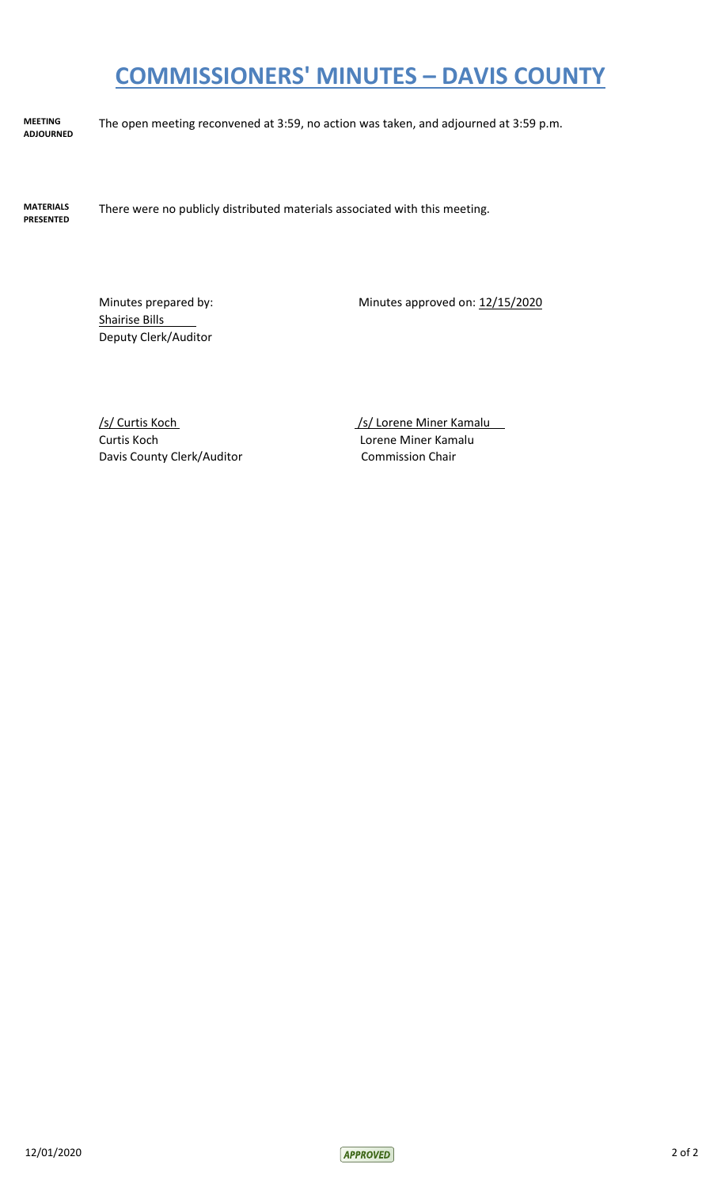# COMMISSIONERS' MINUTES – DAVIS COUNTY

**MEETING ADJOURNED** The open meeting reconvened at 3:59, no action was taken, and adjourned at 3:59 p.m.

**MATERIALS PRESENTED** There were no publicly distributed materials associated with this meeting.

Minutes prepared by:
Shairise Bills
Deputy Clerk/Auditor

Minutes approved on: 12/15/2020

/s/ Curtis Koch
Curtis Koch
Davis County Clerk/Auditor

/s/ Lorene Miner Kamalu
Lorene Miner Kamalu
Commission Chair

12/01/2020 APPROVED